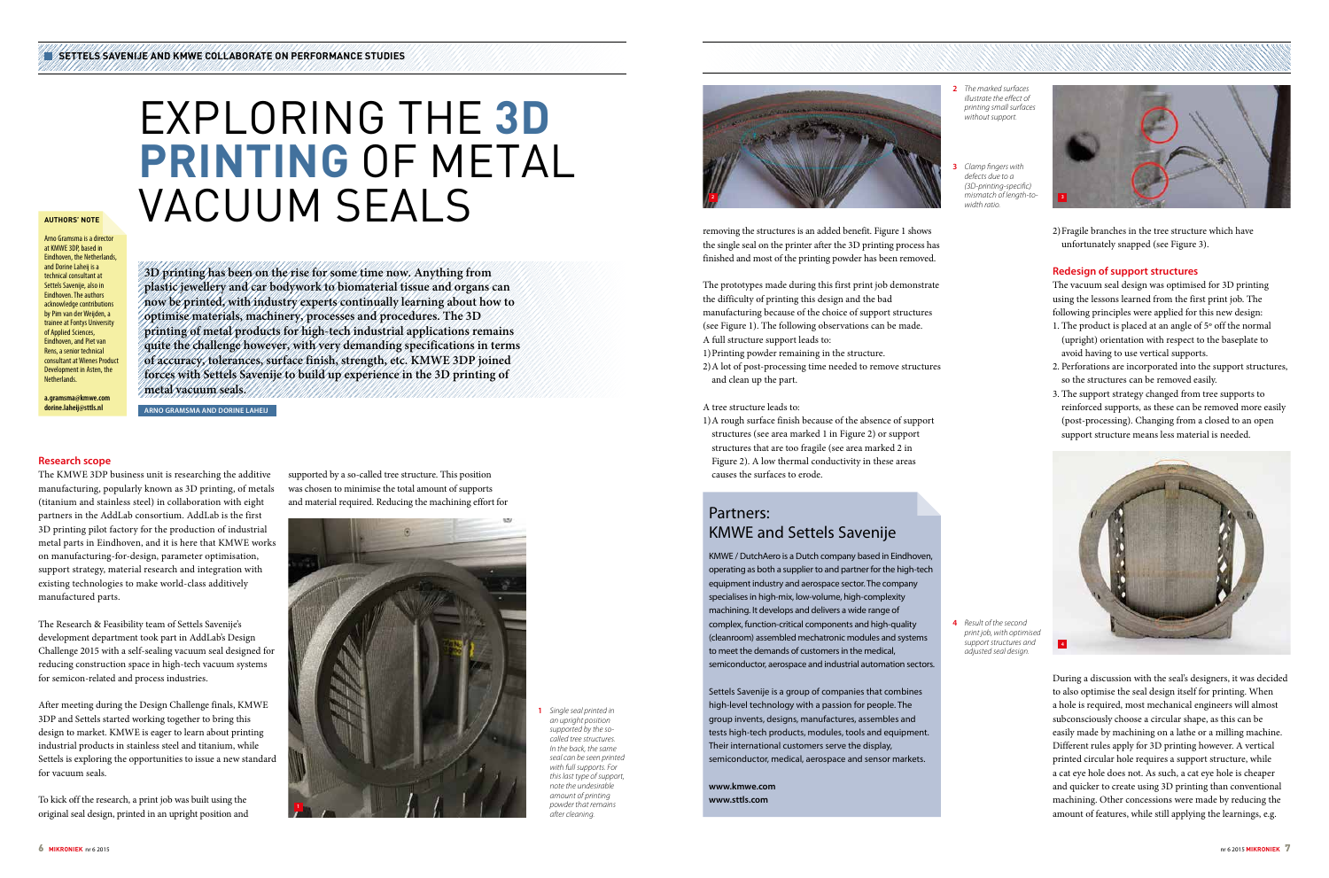# EXPLORING THE **3D PRINTING** OF METAL VACUUM SEALS

**3D printing has been on the rise for some time now. Anything from plastic jewellery and car bodywork to biomaterial tissue and organs can now be printed, with industry experts continually learning about how to optimise materials, machinery, processes and procedures. The 3D printing of metal products for high-tech industrial applications remains quite the challenge however, with very demanding specifications in terms of accuracy, tolerances, surface finish, strength, etc. KMWE 3DP joined forces with Settels Savenije to build up experience in the 3D printing of metal vacuum seals.**

ARNO GRAMSMA AND DORINE LAHEIJ

**AUTHORS' NOTE**

Arno Gramsma is a director at KMWE 3DP, based in Eindhoven, the Netherlands, and Dorine Laheij is a technical consultant at Settels Savenije, also in Eindhoven. The authors acknowledge contributions by Pim van der Weijden, a trainee at Fontys University of Applied Sciences, Eindhoven, and Piet van Rens, a senior technical consultant at Wienes Product Development in Asten, the Netherlands.

**a.gramsma@kmwe.com**
**dorine.laheij@sttls.nl**

## Research scope

The KMWE 3DP business unit is researching the additive manufacturing, popularly known as 3D printing, of metals (titanium and stainless steel) in collaboration with eight partners in the AddLab consortium. AddLab is the first 3D printing pilot factory for the production of industrial metal parts in Eindhoven, and it is here that KMWE works on manufacturing-for-design, parameter optimisation, support strategy, material research and integration with existing technologies to make world-class additively manufactured parts.

The Research & Feasibility team of Settels Savenije's development department took part in AddLab's Design Challenge 2015 with a self-sealing vacuum seal designed for reducing construction space in high-tech vacuum systems for semicon-related and process industries.

After meeting during the Design Challenge finals, KMWE 3DP and Settels started working together to bring this design to market. KMWE is eager to learn about printing industrial products in stainless steel and titanium, while Settels is exploring the opportunities to issue a new standard for vacuum seals.

To kick off the research, a print job was built using the original seal design, printed in an upright position and supported by a so-called tree structure. This position was chosen to minimise the total amount of supports and material required. Reducing the machining effort for removing the structures is an added benefit. Figure 1 shows the single seal on the printer after the 3D printing process has finished and most of the printing powder has been removed.

*1 Single seal printed in an upright position supported by the so-called tree structures. In the back, the same seal can be seen printed with full supports. For this last type of support, note the undesirable amount of printing powder that remains after cleaning.*

The prototypes made during this first print job demonstrate the difficulty of printing this design and the bad manufacturing because of the choice of support structures (see Figure 1). The following observations can be made. A full structure support leads to:

1) Printing powder remaining in the structure.
2) A lot of post-processing time needed to remove structures and clean up the part.

A tree structure leads to:

1) A rough surface finish because of the absence of support structures (see area marked 1 in Figure 2) or support structures that are too fragile (see area marked 2 in Figure 2). A low thermal conductivity in these areas causes the surfaces to erode.
2) Fragile branches in the tree structure which have unfortunately snapped (see Figure 3).

*2 The marked surfaces illustrate the effect of printing small surfaces without support.*

*3 Clamp fingers with defects due to a (3D-printing-specific) mismatch of length-to-width ratio.*

## Partners: KMWE and Settels Savenije

KMWE / DutchAero is a Dutch company based in Eindhoven, operating as both a supplier to and partner for the high-tech equipment industry and aerospace sector. The company specialises in high-mix, low-volume, high-complexity machining. It develops and delivers a wide range of complex, function-critical components and high-quality (cleanroom) assembled mechatronic modules and systems to meet the demands of customers in the medical, semiconductor, aerospace and industrial automation sectors.

Settels Savenije is a group of companies that combines high-level technology with a passion for people. The group invents, designs, manufactures, assembles and tests high-tech products, modules, tools and equipment. Their international customers serve the display, semiconductor, medical, aerospace and sensor markets.

**www.kmwe.com**
**www.sttls.com**

## Redesign of support structures

The vacuum seal design was optimised for 3D printing using the lessons learned from the first print job. The following principles were applied for this new design:

1. The product is placed at an angle of 5° off the normal (upright) orientation with respect to the baseplate to avoid having to use vertical supports.
2. Perforations are incorporated into the support structures, so the structures can be removed more easily.
3. The support strategy changed from tree supports to reinforced supports, as these can be removed more easily (post-processing). Changing from a closed to an open support structure means less material is needed.

*4 Result of the second print job, with optimised support structures and adjusted seal design.*

During a discussion with the seal's designers, it was decided to also optimise the seal design itself for printing. When a hole is required, most mechanical engineers will almost subconsciously choose a circular shape, as this can be easily made by machining on a lathe or a milling machine. Different rules apply for 3D printing however. A vertical printed circular hole requires a support structure, while a cat eye hole does not. As such, a cat eye hole is cheaper and quicker to create using 3D printing than conventional machining. Other concessions were made by reducing the amount of features, while still applying the learnings, e.g.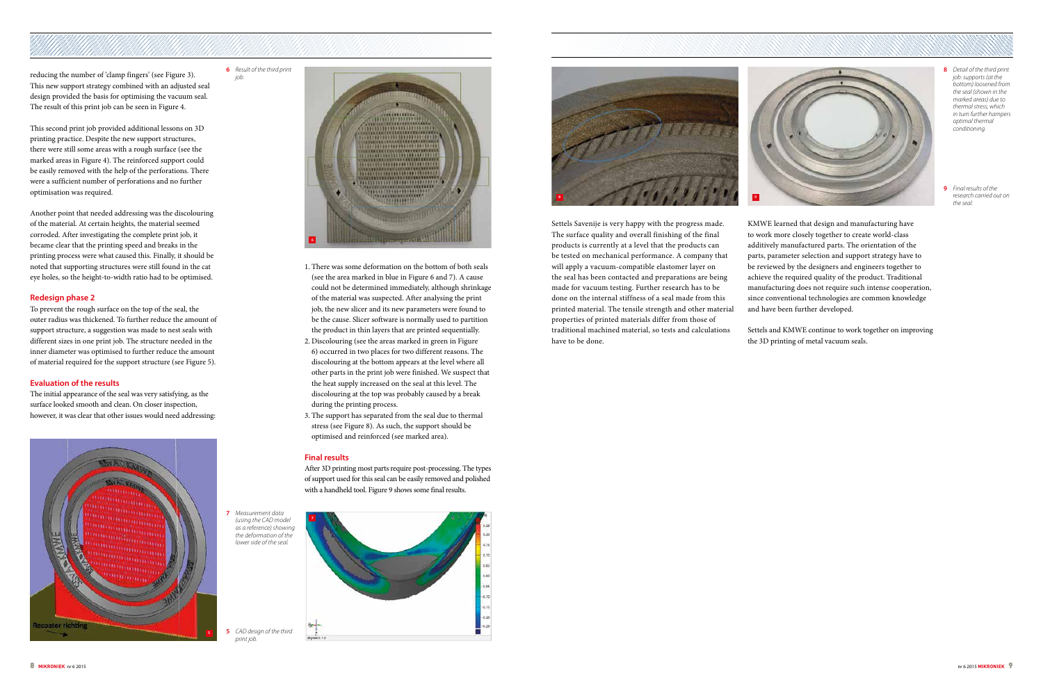reducing the number of 'clamp fingers' (see Figure 3). This new support strategy combined with an adjusted seal design provided the basis for optimising the vacuum seal. The result of this print job can be seen in Figure 4.

This second print job provided additional lessons on 3D printing practice. Despite the new support structures, there were still some areas with a rough surface (see the marked areas in Figure 4). The reinforced support could be easily removed with the help of the perforations. There were a sufficient number of perforations and no further optimisation was required.

Another point that needed addressing was the discolouring of the material. At certain heights, the material seemed corroded. After investigating the complete print job, it became clear that the printing speed and breaks in the printing process were what caused this. Finally, it should be noted that supporting structures were still found in the cat eye holes, so the height-to-width ratio had to be optimised.

## Redesign phase 2

To prevent the rough surface on the top of the seal, the outer radius was thickened. To further reduce the amount of support structure, a suggestion was made to nest seals with different sizes in one print job. The structure needed in the inner diameter was optimised to further reduce the amount of material required for the support structure (see Figure 5).

## Evaluation of the results

The initial appearance of the seal was very satisfying, as the surface looked smooth and clean. On closer inspection, however, it was clear that other issues would need addressing:

Recoater richting

**5** *CAD design of the third print job.*

**6** *Result of the third print job.*

1. There was some deformation on the bottom of both seals (see the area marked in blue in Figure 6 and 7). A cause could not be determined immediately, although shrinkage of the material was suspected. After analysing the print job, the new slicer and its new parameters were found to be the cause. Slicer software is normally used to partition the product in thin layers that are printed sequentially.
2. Discolouring (see the areas marked in green in Figure 6) occurred in two places for two different reasons. The discolouring at the bottom appears at the level where all other parts in the print job were finished. We suspect that the heat supply increased on the seal at this level. The discolouring at the top was probably caused by a break during the printing process.
3. The support has separated from the seal due to thermal stress (see Figure 8). As such, the support should be optimised and reinforced (see marked area).

## Final results

After 3D printing most parts require post-processing. The types of support used for this seal can be easily removed and polished with a handheld tool. Figure 9 shows some final results.

**7** *Measurement data (using the CAD model as a reference) showing the deformation of the lower side of the seal.*

**8** *Detail of the third print job: supports (at the bottom) loosened from the seal (shown in the marked areas) due to thermal stress, which in turn further hampers optimal thermal conditioning.*

**9** *Final results of the research carried out on the seal.*

Settels Savenije is very happy with the progress made. The surface quality and overall finishing of the final products is currently at a level that the products can be tested on mechanical performance. A company that will apply a vacuum-compatible elastomer layer on the seal has been contacted and preparations are being made for vacuum testing. Further research has to be done on the internal stiffness of a seal made from this printed material. The tensile strength and other material properties of printed materials differ from those of traditional machined material, so tests and calculations have to be done.

KMWE learned that design and manufacturing have to work more closely together to create world-class additively manufactured parts. The orientation of the parts, parameter selection and support strategy have to be reviewed by the designers and engineers together to achieve the required quality of the product. Traditional manufacturing does not require such intense cooperation, since conventional technologies are common knowledge and have been further developed.

Settels and KMWE continue to work together on improving the 3D printing of metal vacuum seals.